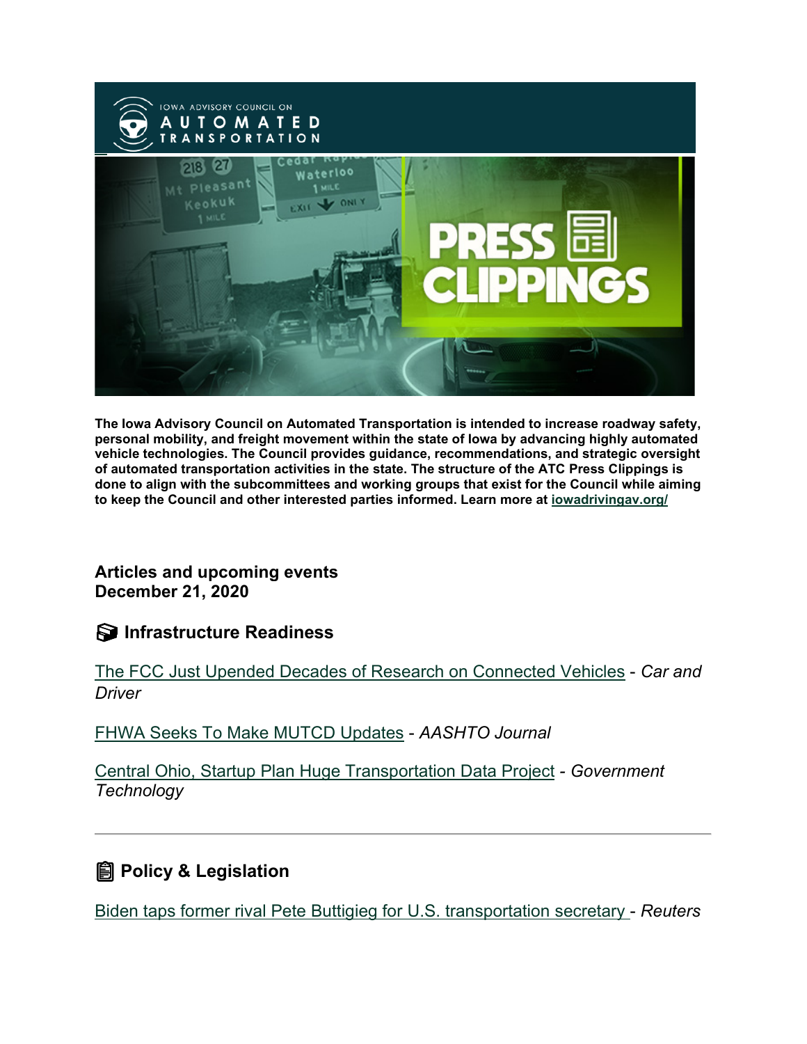The Iowa Advisory Council on Automated Transportation is intended to increase roadway safety, personal mobility, and freight movement within the state of Iowa by advancing highly automated vehicle technologies. The Council provides guidance, recommendations, and strategic oversight of automated transportation activities in the state. The structure of the ATC Press Clippings is done to align with the subcommittees and working groups that exist for the Council while aiming to keep the Council and other interested parties informed. Learn more at iowadrivingav.org/

**Articles and upcoming events**
**December 21, 2020**

## Infrastructure Readiness

The FCC Just Upended Decades of Research on Connected Vehicles - *Car and Driver*

FHWA Seeks To Make MUTCD Updates - *AASHTO Journal*

Central Ohio, Startup Plan Huge Transportation Data Project - *Government Technology*

---

## Policy & Legislation

Biden taps former rival Pete Buttigieg for U.S. transportation secretary - *Reuters*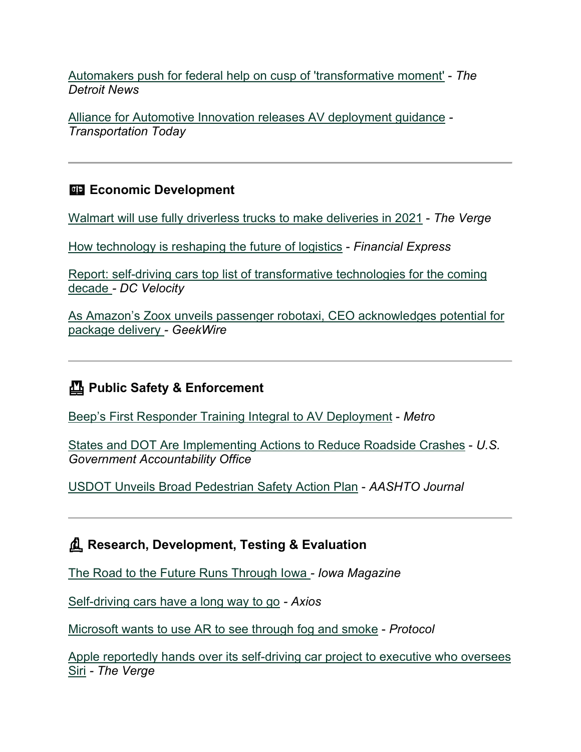Automakers push for federal help on cusp of 'transformative moment' - *The Detroit News*

Alliance for Automotive Innovation releases AV deployment guidance - *Transportation Today*

---

## 💵 Economic Development

Walmart will use fully driverless trucks to make deliveries in 2021 - *The Verge*

How technology is reshaping the future of logistics - *Financial Express*

Report: self-driving cars top list of transformative technologies for the coming decade - *DC Velocity*

As Amazon's Zoox unveils passenger robotaxi, CEO acknowledges potential for package delivery - *GeekWire*

---

## 🚧 Public Safety & Enforcement

Beep's First Responder Training Integral to AV Deployment - *Metro*

States and DOT Are Implementing Actions to Reduce Roadside Crashes - *U.S. Government Accountability Office*

USDOT Unveils Broad Pedestrian Safety Action Plan - *AASHTO Journal*

---

## 🔬 Research, Development, Testing & Evaluation

The Road to the Future Runs Through Iowa - *Iowa Magazine*

Self-driving cars have a long way to go - *Axios*

Microsoft wants to use AR to see through fog and smoke - *Protocol*

Apple reportedly hands over its self-driving car project to executive who oversees Siri - *The Verge*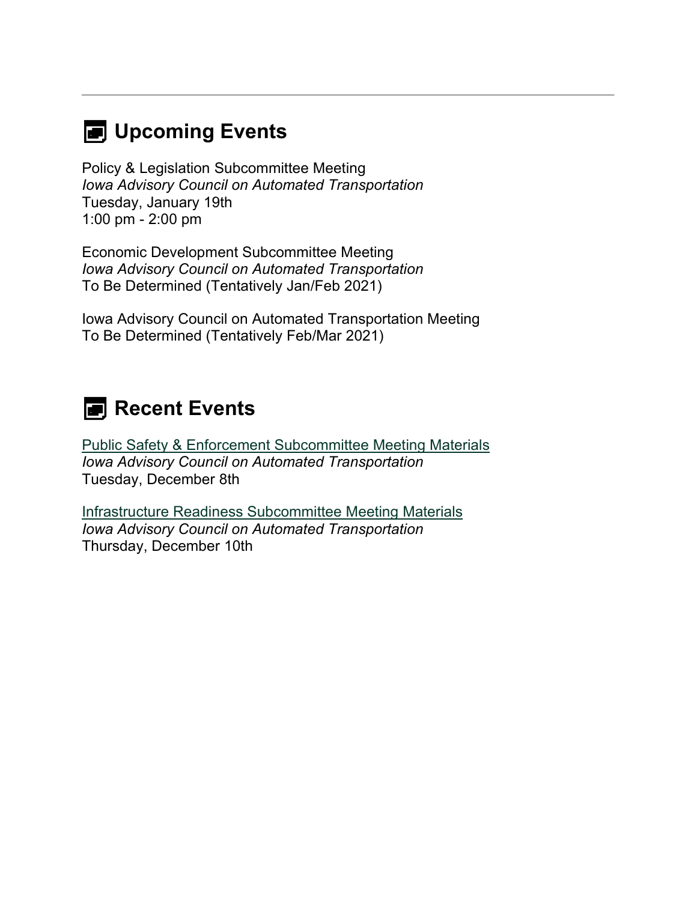---

## Upcoming Events

Policy & Legislation Subcommittee Meeting
*Iowa Advisory Council on Automated Transportation*
Tuesday, January 19th
1:00 pm - 2:00 pm

Economic Development Subcommittee Meeting
*Iowa Advisory Council on Automated Transportation*
To Be Determined (Tentatively Jan/Feb 2021)

Iowa Advisory Council on Automated Transportation Meeting
To Be Determined (Tentatively Feb/Mar 2021)

## Recent Events

Public Safety & Enforcement Subcommittee Meeting Materials
*Iowa Advisory Council on Automated Transportation*
Tuesday, December 8th

Infrastructure Readiness Subcommittee Meeting Materials
*Iowa Advisory Council on Automated Transportation*
Thursday, December 10th